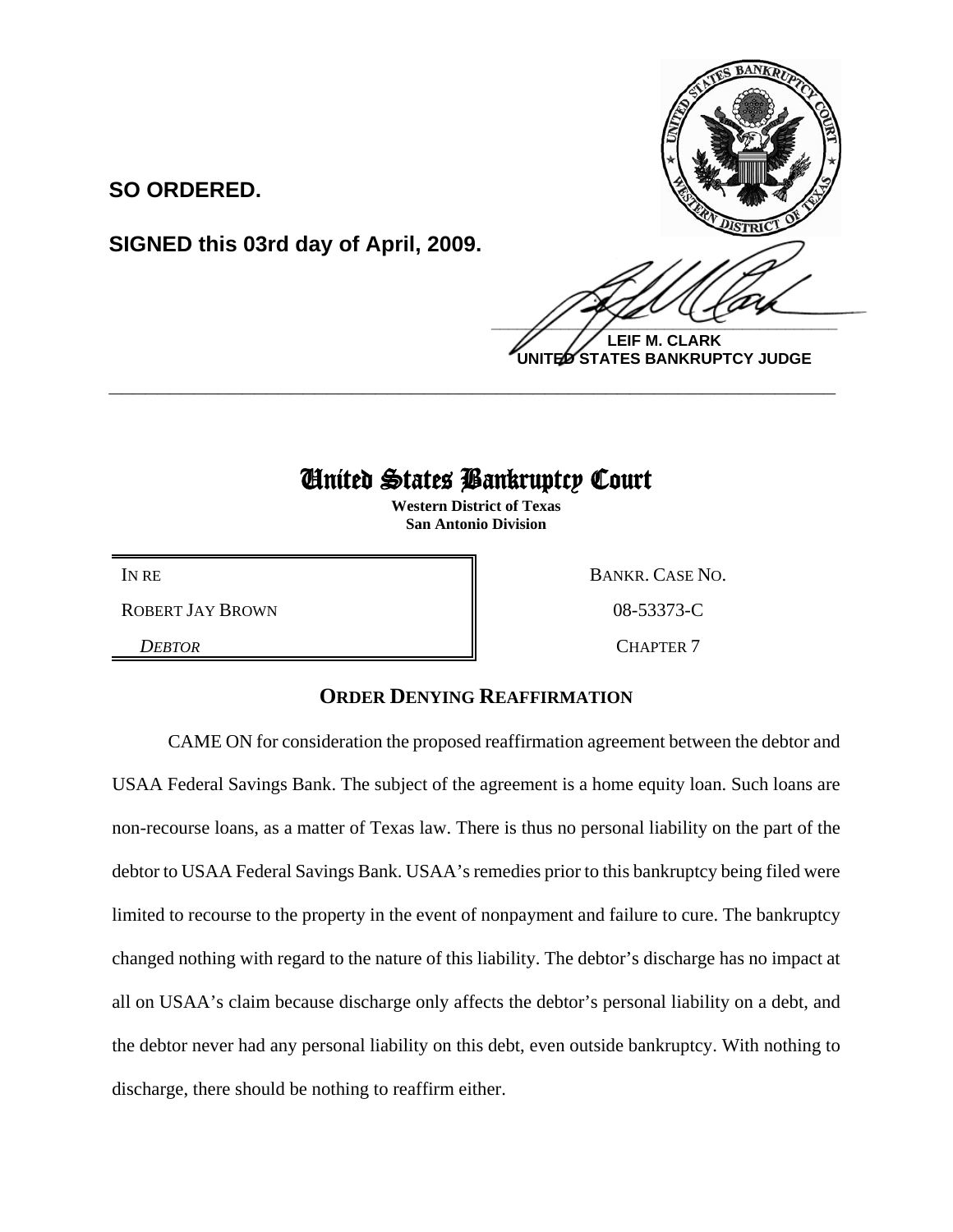**SO ORDERED.**

**SIGNED this 03rd day of April, 2009.**

**LEIF M. CLARK**
**UNITED STATES BANKRUPTCY JUDGE**

---

# United States Bankruptcy Court

**Western District of Texas**
**San Antonio Division**

| | |
|---|---|
| IN RE | BANKR. CASE NO. |
| ROBERT JAY BROWN | 08-53373-C |
| *DEBTOR* | CHAPTER 7 |

## ORDER DENYING REAFFIRMATION

CAME ON for consideration the proposed reaffirmation agreement between the debtor and USAA Federal Savings Bank. The subject of the agreement is a home equity loan. Such loans are non-recourse loans, as a matter of Texas law. There is thus no personal liability on the part of the debtor to USAA Federal Savings Bank. USAA's remedies prior to this bankruptcy being filed were limited to recourse to the property in the event of nonpayment and failure to cure. The bankruptcy changed nothing with regard to the nature of this liability. The debtor's discharge has no impact at all on USAA's claim because discharge only affects the debtor's personal liability on a debt, and the debtor never had any personal liability on this debt, even outside bankruptcy. With nothing to discharge, there should be nothing to reaffirm either.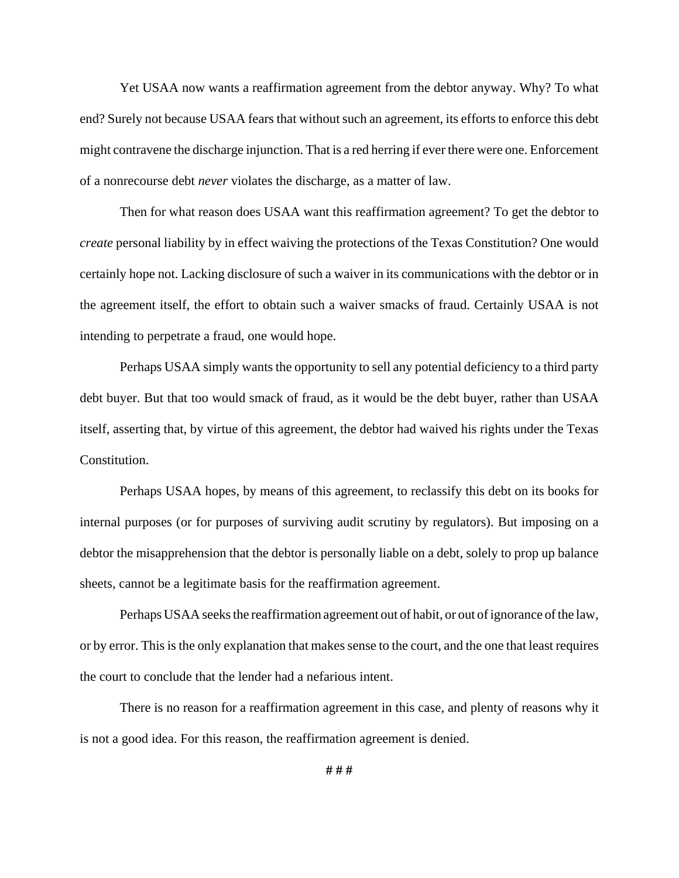Yet USAA now wants a reaffirmation agreement from the debtor anyway. Why? To what end? Surely not because USAA fears that without such an agreement, its efforts to enforce this debt might contravene the discharge injunction. That is a red herring if ever there were one. Enforcement of a nonrecourse debt *never* violates the discharge, as a matter of law.

Then for what reason does USAA want this reaffirmation agreement? To get the debtor to *create* personal liability by in effect waiving the protections of the Texas Constitution? One would certainly hope not. Lacking disclosure of such a waiver in its communications with the debtor or in the agreement itself, the effort to obtain such a waiver smacks of fraud. Certainly USAA is not intending to perpetrate a fraud, one would hope.

Perhaps USAA simply wants the opportunity to sell any potential deficiency to a third party debt buyer. But that too would smack of fraud, as it would be the debt buyer, rather than USAA itself, asserting that, by virtue of this agreement, the debtor had waived his rights under the Texas Constitution.

Perhaps USAA hopes, by means of this agreement, to reclassify this debt on its books for internal purposes (or for purposes of surviving audit scrutiny by regulators). But imposing on a debtor the misapprehension that the debtor is personally liable on a debt, solely to prop up balance sheets, cannot be a legitimate basis for the reaffirmation agreement.

Perhaps USAA seeks the reaffirmation agreement out of habit, or out of ignorance of the law, or by error. This is the only explanation that makes sense to the court, and the one that least requires the court to conclude that the lender had a nefarious intent.

There is no reason for a reaffirmation agreement in this case, and plenty of reasons why it is not a good idea. For this reason, the reaffirmation agreement is denied.

**# # #**